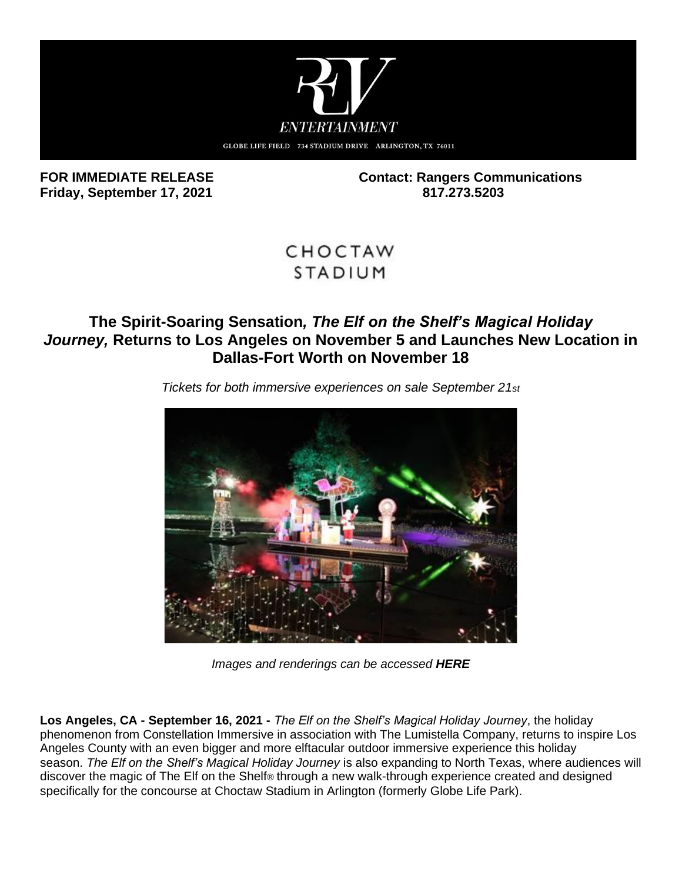REV ENTERTAINMENT

GLOBE LIFE FIELD 734 STADIUM DRIVE ARLINGTON, TX 76011

**FOR IMMEDIATE RELEASE**
**Friday, September 17, 2021**

**Contact: Rangers Communications**
**817.273.5203**

CHOCTAW STADIUM

## The Spirit-Soaring Sensation*, The Elf on the Shelf's Magical Holiday Journey,* Returns to Los Angeles on November 5 and Launches New Location in Dallas-Fort Worth on November 18

*Tickets for both immersive experiences on sale September 21st*

*Images and renderings can be accessed* ***HERE***

**Los Angeles, CA - September 16, 2021 -** *The Elf on the Shelf's Magical Holiday Journey*, the holiday phenomenon from Constellation Immersive in association with The Lumistella Company, returns to inspire Los Angeles County with an even bigger and more elftacular outdoor immersive experience this holiday season. *The Elf on the Shelf's Magical Holiday Journey* is also expanding to North Texas, where audiences will discover the magic of The Elf on the Shelf® through a new walk-through experience created and designed specifically for the concourse at Choctaw Stadium in Arlington (formerly Globe Life Park).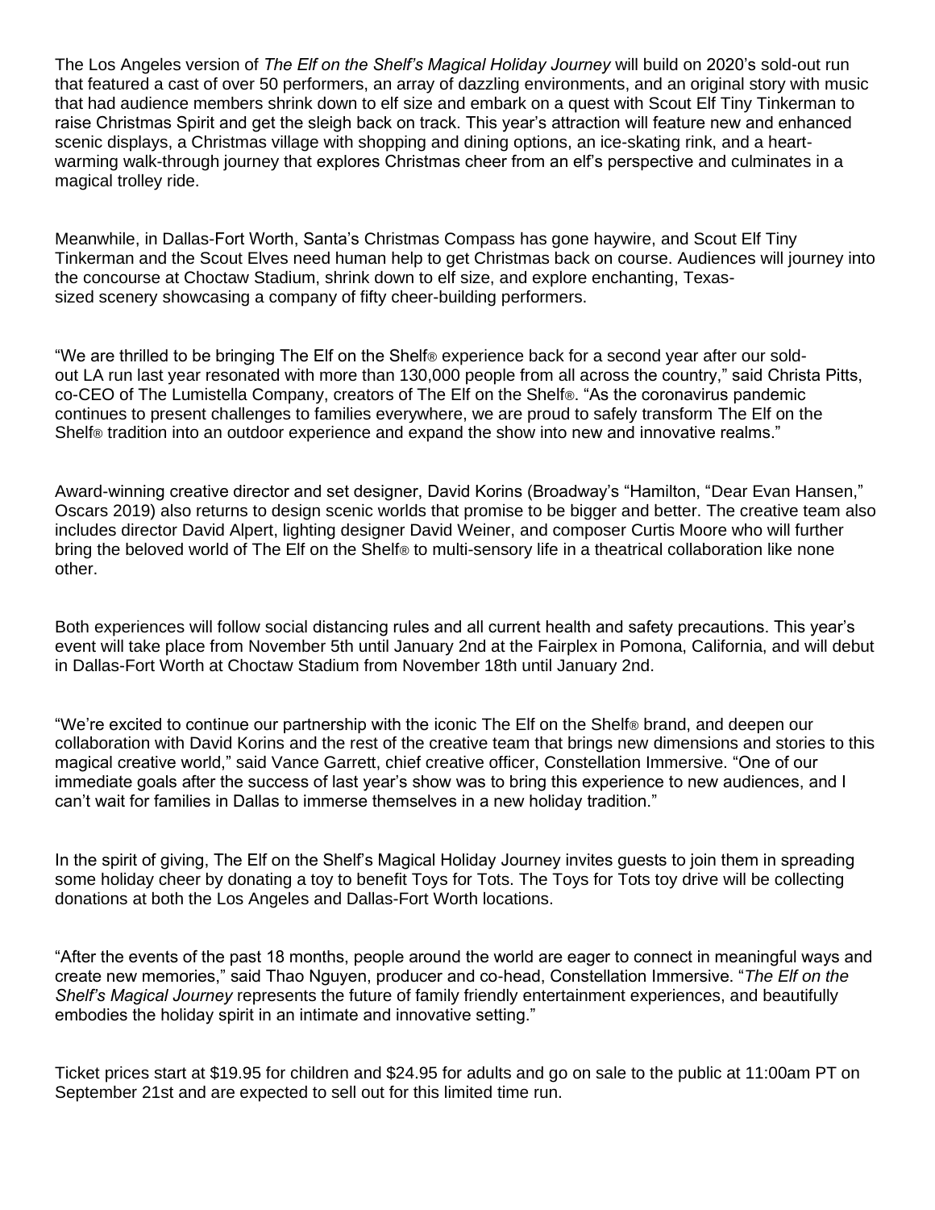The Los Angeles version of *The Elf on the Shelf's Magical Holiday Journey* will build on 2020's sold-out run that featured a cast of over 50 performers, an array of dazzling environments, and an original story with music that had audience members shrink down to elf size and embark on a quest with Scout Elf Tiny Tinkerman to raise Christmas Spirit and get the sleigh back on track. This year's attraction will feature new and enhanced scenic displays, a Christmas village with shopping and dining options, an ice-skating rink, and a heart-warming walk-through journey that explores Christmas cheer from an elf's perspective and culminates in a magical trolley ride.

Meanwhile, in Dallas-Fort Worth, Santa's Christmas Compass has gone haywire, and Scout Elf Tiny Tinkerman and the Scout Elves need human help to get Christmas back on course. Audiences will journey into the concourse at Choctaw Stadium, shrink down to elf size, and explore enchanting, Texas-sized scenery showcasing a company of fifty cheer-building performers.

"We are thrilled to be bringing The Elf on the Shelf® experience back for a second year after our sold-out LA run last year resonated with more than 130,000 people from all across the country," said Christa Pitts, co-CEO of The Lumistella Company, creators of The Elf on the Shelf®. "As the coronavirus pandemic continues to present challenges to families everywhere, we are proud to safely transform The Elf on the Shelf® tradition into an outdoor experience and expand the show into new and innovative realms."

Award-winning creative director and set designer, David Korins (Broadway's "Hamilton, "Dear Evan Hansen," Oscars 2019) also returns to design scenic worlds that promise to be bigger and better. The creative team also includes director David Alpert, lighting designer David Weiner, and composer Curtis Moore who will further bring the beloved world of The Elf on the Shelf® to multi-sensory life in a theatrical collaboration like none other.

Both experiences will follow social distancing rules and all current health and safety precautions. This year's event will take place from November 5th until January 2nd at the Fairplex in Pomona, California, and will debut in Dallas-Fort Worth at Choctaw Stadium from November 18th until January 2nd.

"We're excited to continue our partnership with the iconic The Elf on the Shelf® brand, and deepen our collaboration with David Korins and the rest of the creative team that brings new dimensions and stories to this magical creative world," said Vance Garrett, chief creative officer, Constellation Immersive. "One of our immediate goals after the success of last year's show was to bring this experience to new audiences, and I can't wait for families in Dallas to immerse themselves in a new holiday tradition."

In the spirit of giving, The Elf on the Shelf's Magical Holiday Journey invites guests to join them in spreading some holiday cheer by donating a toy to benefit Toys for Tots. The Toys for Tots toy drive will be collecting donations at both the Los Angeles and Dallas-Fort Worth locations.

"After the events of the past 18 months, people around the world are eager to connect in meaningful ways and create new memories," said Thao Nguyen, producer and co-head, Constellation Immersive. "*The Elf on the Shelf's Magical Journey* represents the future of family friendly entertainment experiences, and beautifully embodies the holiday spirit in an intimate and innovative setting."

Ticket prices start at $19.95 for children and $24.95 for adults and go on sale to the public at 11:00am PT on September 21st and are expected to sell out for this limited time run.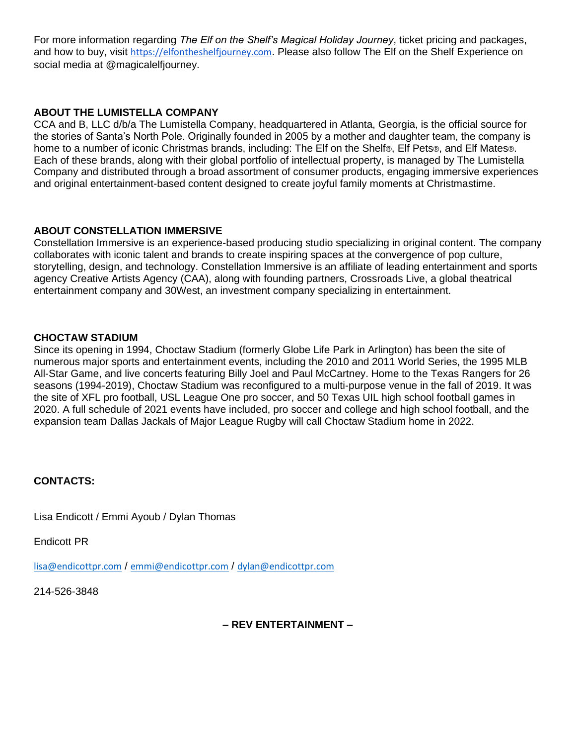For more information regarding *The Elf on the Shelf's Magical Holiday Journey*, ticket pricing and packages, and how to buy, visit https://elfontheshelfjourney.com. Please also follow The Elf on the Shelf Experience on social media at @magicalelfjourney.

**ABOUT THE LUMISTELLA COMPANY**

CCA and B, LLC d/b/a The Lumistella Company, headquartered in Atlanta, Georgia, is the official source for the stories of Santa's North Pole. Originally founded in 2005 by a mother and daughter team, the company is home to a number of iconic Christmas brands, including: The Elf on the Shelf®, Elf Pets®, and Elf Mates®. Each of these brands, along with their global portfolio of intellectual property, is managed by The Lumistella Company and distributed through a broad assortment of consumer products, engaging immersive experiences and original entertainment-based content designed to create joyful family moments at Christmastime.

**ABOUT CONSTELLATION IMMERSIVE**

Constellation Immersive is an experience-based producing studio specializing in original content. The company collaborates with iconic talent and brands to create inspiring spaces at the convergence of pop culture, storytelling, design, and technology. Constellation Immersive is an affiliate of leading entertainment and sports agency Creative Artists Agency (CAA), along with founding partners, Crossroads Live, a global theatrical entertainment company and 30West, an investment company specializing in entertainment.

**CHOCTAW STADIUM**

Since its opening in 1994, Choctaw Stadium (formerly Globe Life Park in Arlington) has been the site of numerous major sports and entertainment events, including the 2010 and 2011 World Series, the 1995 MLB All-Star Game, and live concerts featuring Billy Joel and Paul McCartney. Home to the Texas Rangers for 26 seasons (1994-2019), Choctaw Stadium was reconfigured to a multi-purpose venue in the fall of 2019. It was the site of XFL pro football, USL League One pro soccer, and 50 Texas UIL high school football games in 2020. A full schedule of 2021 events have included, pro soccer and college and high school football, and the expansion team Dallas Jackals of Major League Rugby will call Choctaw Stadium home in 2022.

**CONTACTS:**

Lisa Endicott / Emmi Ayoub / Dylan Thomas

Endicott PR

lisa@endicottpr.com / emmi@endicottpr.com / dylan@endicottpr.com

214-526-3848

**– REV ENTERTAINMENT –**